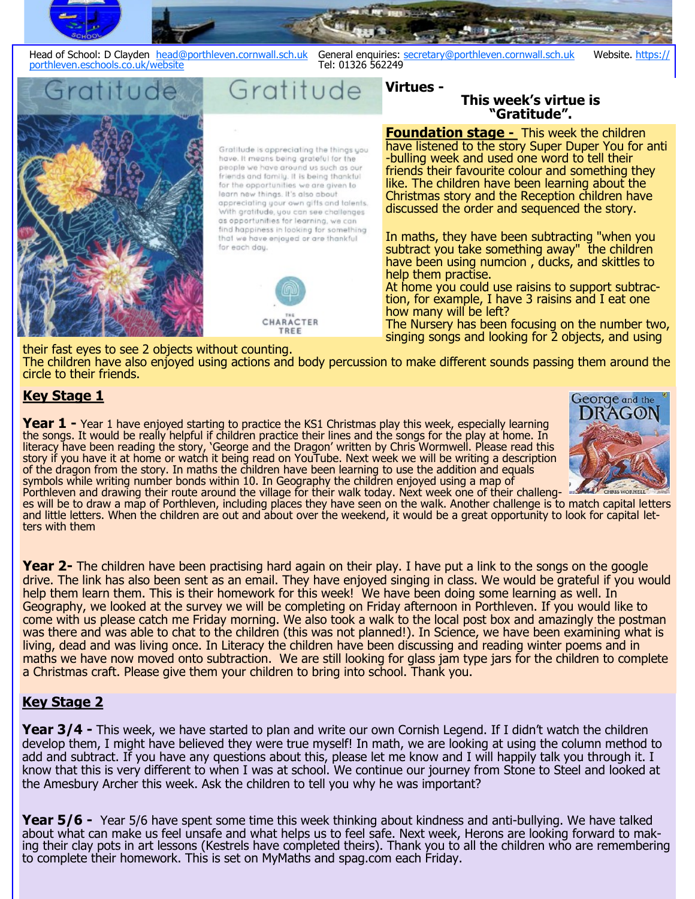Head of School: D Clayden head@porthleven.cornwall.sch.uk General enquiries: secretary@porthleven.cornwall.sch.uk Website. https://porthleven.eschools.co.uk/website Tel: 01326 562249

# Gratitude

Gratitude is appreciating the things you have. It means being grateful for the people we have around us such as our friends and family. It is being thankful for the opportunities we are given to learn new things. It's also about appreciating your own gifts and talents. With gratitude, you can see challenges as opportunities for learning, we can find happiness in looking for something that we have enjoyed or are thankful for each day.

THE CHARACTER TREE

## Virtues -

**This week's virtue is "Gratitude".**

## Foundation stage -

This week the children have listened to the story Super Duper You for anti-bulling week and used one word to tell their friends their favourite colour and something they like. The children have been learning about the Christmas story and the Reception children have discussed the order and sequenced the story.

In maths, they have been subtracting "when you subtract you take something away" the children have been using numcion , ducks, and skittles to help them practise.
At home you could use raisins to support subtraction, for example, I have 3 raisins and I eat one how many will be left?
The Nursery has been focusing on the number two, singing songs and looking for 2 objects, and using their fast eyes to see 2 objects without counting.
The children have also enjoyed using actions and body percussion to make different sounds passing them around the circle to their friends.

## Key Stage 1

**Year 1 -** Year 1 have enjoyed starting to practice the KS1 Christmas play this week, especially learning the songs. It would be really helpful if children practice their lines and the songs for the play at home. In literacy have been reading the story, 'George and the Dragon' written by Chris Wormwell. Please read this story if you have it at home or watch it being read on YouTube. Next week we will be writing a description of the dragon from the story. In maths the children have been learning to use the addition and equals symbols while writing number bonds within 10. In Geography the children enjoyed using a map of Porthleven and drawing their route around the village for their walk today. Next week one of their challenges will be to draw a map of Porthleven, including places they have seen on the walk. Another challenge is to match capital letters and little letters. When the children are out and about over the weekend, it would be a great opportunity to look for capital letters with them

**Year 2-** The children have been practising hard again on their play. I have put a link to the songs on the google drive. The link has also been sent as an email. They have enjoyed singing in class. We would be grateful if you would help them learn them. This is their homework for this week! We have been doing some learning as well. In Geography, we looked at the survey we will be completing on Friday afternoon in Porthleven. If you would like to come with us please catch me Friday morning. We also took a walk to the local post box and amazingly the postman was there and was able to chat to the children (this was not planned!). In Science, we have been examining what is living, dead and was living once. In Literacy the children have been discussing and reading winter poems and in maths we have now moved onto subtraction. We are still looking for glass jam type jars for the children to complete a Christmas craft. Please give them your children to bring into school. Thank you.

## Key Stage 2

**Year 3/4 -** This week, we have started to plan and write our own Cornish Legend. If I didn't watch the children develop them, I might have believed they were true myself! In math, we are looking at using the column method to add and subtract. If you have any questions about this, please let me know and I will happily talk you through it. I know that this is very different to when I was at school. We continue our journey from Stone to Steel and looked at the Amesbury Archer this week. Ask the children to tell you why he was important?

**Year 5/6 -** Year 5/6 have spent some time this week thinking about kindness and anti-bullying. We have talked about what can make us feel unsafe and what helps us to feel safe. Next week, Herons are looking forward to making their clay pots in art lessons (Kestrels have completed theirs). Thank you to all the children who are remembering to complete their homework. This is set on MyMaths and spag.com each Friday.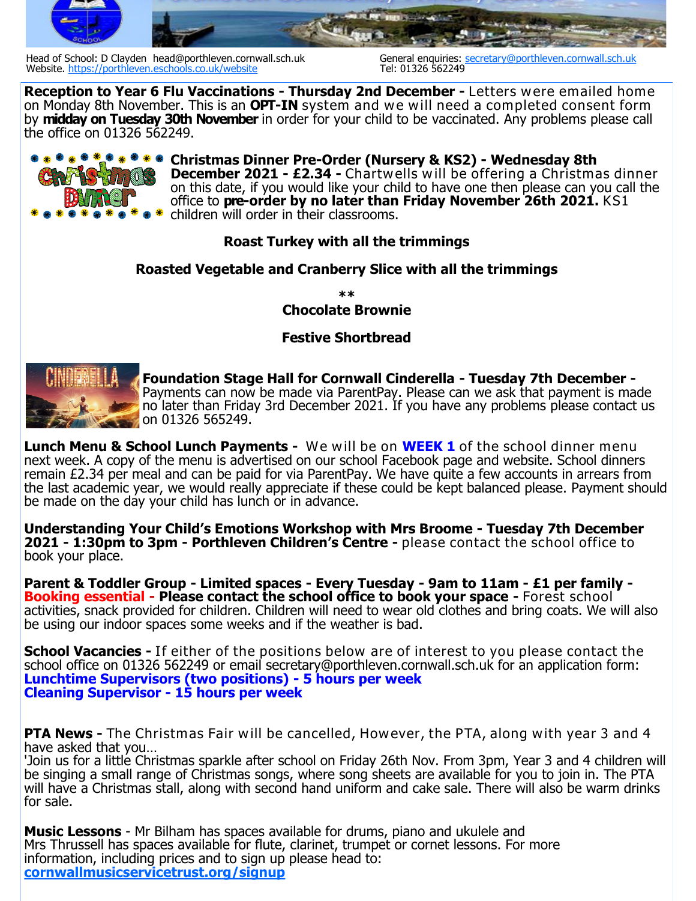Head of School: D Clayden head@porthleven.cornwall.sch.uk
Website. https://porthleven.eschools.co.uk/website

General enquiries: secretary@porthleven.cornwall.sch.uk
Tel: 01326 562249

**Reception to Year 6 Flu Vaccinations - Thursday 2nd December -** Letters were emailed home on Monday 8th November. This is an **OPT-IN** system and we will need a completed consent form by **midday on Tuesday 30th November** in order for your child to be vaccinated. Any problems please call the office on 01326 562249.

**Christmas Dinner Pre-Order (Nursery & KS2) - Wednesday 8th December 2021 - £2.34 -** Chartwells will be offering a Christmas dinner on this date, if you would like your child to have one then please can you call the office to **pre-order by no later than Friday November 26th 2021.** KS1 children will order in their classrooms.

**Roast Turkey with all the trimmings**

**Roasted Vegetable and Cranberry Slice with all the trimmings**

**

**Chocolate Brownie**

**Festive Shortbread**

**Foundation Stage Hall for Cornwall Cinderella - Tuesday 7th December -** Payments can now be made via ParentPay. Please can we ask that payment is made no later than Friday 3rd December 2021. If you have any problems please contact us on 01326 565249.

**Lunch Menu & School Lunch Payments -** We will be on **WEEK 1** of the school dinner menu next week. A copy of the menu is advertised on our school Facebook page and website. School dinners remain £2.34 per meal and can be paid for via ParentPay. We have quite a few accounts in arrears from the last academic year, we would really appreciate if these could be kept balanced please. Payment should be made on the day your child has lunch or in advance.

**Understanding Your Child's Emotions Workshop with Mrs Broome - Tuesday 7th December 2021 - 1:30pm to 3pm - Porthleven Children's Centre -** please contact the school office to book your place.

**Parent & Toddler Group - Limited spaces - Every Tuesday - 9am to 11am - £1 per family - Booking essential - Please contact the school office to book your space -** Forest school activities, snack provided for children. Children will need to wear old clothes and bring coats. We will also be using our indoor spaces some weeks and if the weather is bad.

**School Vacancies -** If either of the positions below are of interest to you please contact the school office on 01326 562249 or email secretary@porthleven.cornwall.sch.uk for an application form:
**Lunchtime Supervisors (two positions) - 5 hours per week**
**Cleaning Supervisor - 15 hours per week**

**PTA News -** The Christmas Fair will be cancelled, However, the PTA, along with year 3 and 4 have asked that you…
'Join us for a little Christmas sparkle after school on Friday 26th Nov. From 3pm, Year 3 and 4 children will be singing a small range of Christmas songs, where song sheets are available for you to join in. The PTA will have a Christmas stall, along with second hand uniform and cake sale. There will also be warm drinks for sale.

**Music Lessons** - Mr Bilham has spaces available for drums, piano and ukulele and Mrs Thrussell has spaces available for flute, clarinet, trumpet or cornet lessons. For more information, including prices and to sign up please head to:
**cornwallmusicservicetrust.org/signup**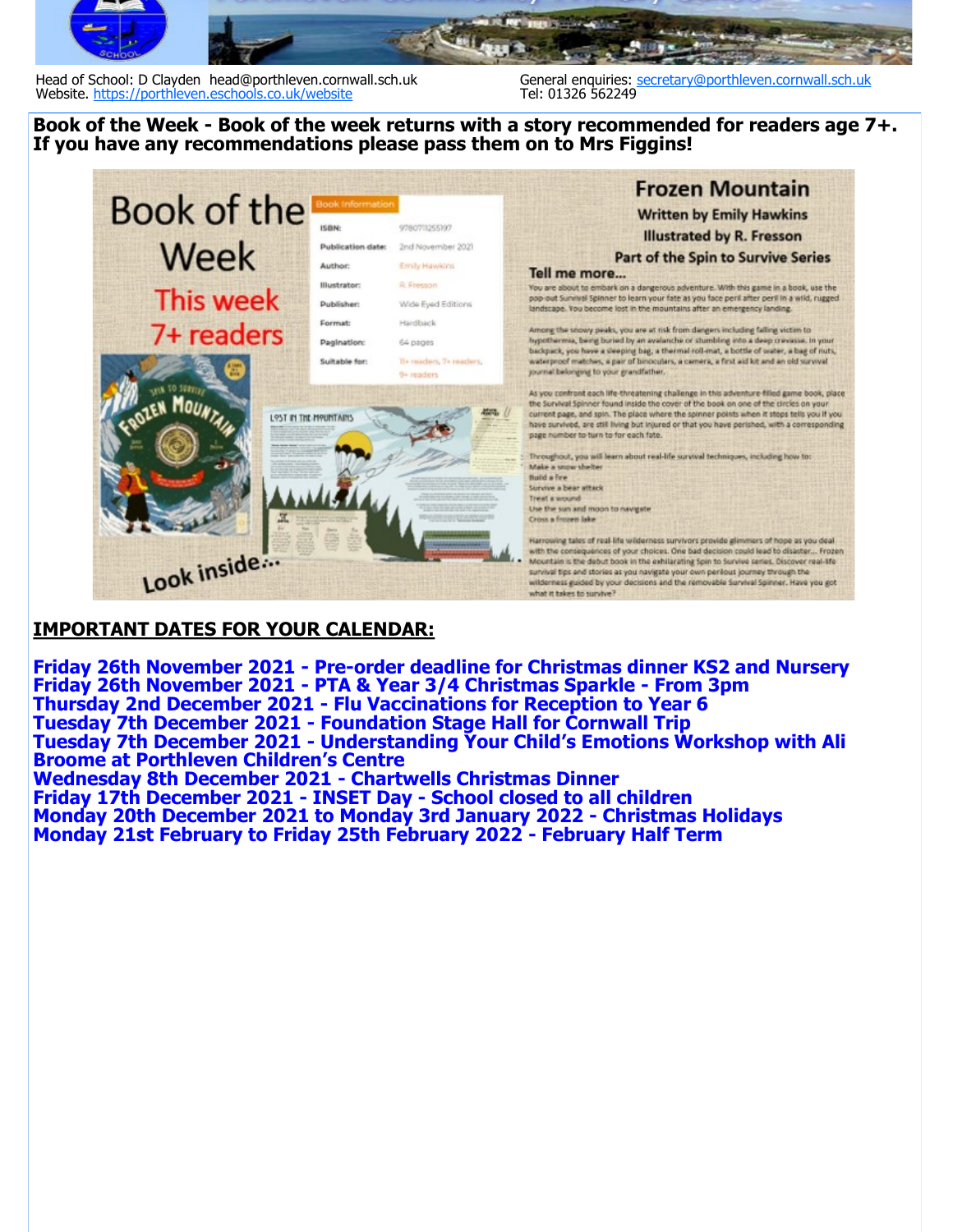Head of School: D Clayden head@porthleven.cornwall.sch.uk
Website. https://porthleven.eschools.co.uk/website

General enquiries: secretary@porthleven.cornwall.sch.uk
Tel: 01326 562249

**Book of the Week - Book of the week returns with a story recommended for readers age 7+. If you have any recommendations please pass them on to Mrs Figgins!**

Book of the Week

This week 7+ readers

Book Information

| | |
|---|---|
| ISBN: | 9780711255197 |
| Publication date: | 2nd November 2021 |
| Author: | Emily Hawkins |
| Illustrator: | R. Fresson |
| Publisher: | Wide Eyed Editions |
| Format: | Hardback |
| Pagination: | 64 pages |
| Suitable for: | 11+ readers, 7+ readers, 9+ readers |

Look inside...

**Frozen Mountain**

Written by Emily Hawkins

Illustrated by R. Fresson

Part of the Spin to Survive Series

**Tell me more...**

You are about to embark on a dangerous adventure. With this game in a book, use the pop-out Survival Spinner to learn your fate as you face peril after peril in a wild, rugged landscape. You become lost in the mountains after an emergency landing.

Among the snowy peaks, you are at risk from dangers including falling victim to hypothermia, being buried by an avalanche or stumbling into a deep crevasse. In your backpack, you have a sleeping bag, a thermal roll-mat, a bottle of water, a bag of nuts, waterproof matches, a pair of binoculars, a camera, a first aid kit and an old survival journal belonging to your grandfather.

As you confront each life-threatening challenge in this adventure-filled game book, place the Survival Spinner found inside the cover of the book on one of the circles on your current page, and spin. The place where the spinner points when it stops tells you if you have survived, are still living but injured or that you have perished, with a corresponding page number to turn to for each fate.

Throughout, you will learn about real-life survival techniques, including how to:
Make a snow shelter
Build a fire
Survive a bear attack
Treat a wound
Use the sun and moon to navigate
Cross a frozen lake

Harrowing tales of real-life wilderness survivors provide glimmers of hope as you deal with the consequences of your choices. One bad decision could lead to disaster... Frozen Mountain is the debut book in the exhilarating Spin to Survive series. Discover real-life survival tips and stories as you navigate your own perilous journey through the wilderness guided by your decisions and the removable Survival Spinner. Have you got what it takes to survive?

**IMPORTANT DATES FOR YOUR CALENDAR:**

**Friday 26th November 2021 - Pre-order deadline for Christmas dinner KS2 and Nursery**
**Friday 26th November 2021 - PTA & Year 3/4 Christmas Sparkle - From 3pm**
**Thursday 2nd December 2021 - Flu Vaccinations for Reception to Year 6**
**Tuesday 7th December 2021 - Foundation Stage Hall for Cornwall Trip**
**Tuesday 7th December 2021 - Understanding Your Child's Emotions Workshop with Ali Broome at Porthleven Children's Centre**
**Wednesday 8th December 2021 - Chartwells Christmas Dinner**
**Friday 17th December 2021 - INSET Day - School closed to all children**
**Monday 20th December 2021 to Monday 3rd January 2022 - Christmas Holidays**
**Monday 21st February to Friday 25th February 2022 - February Half Term**